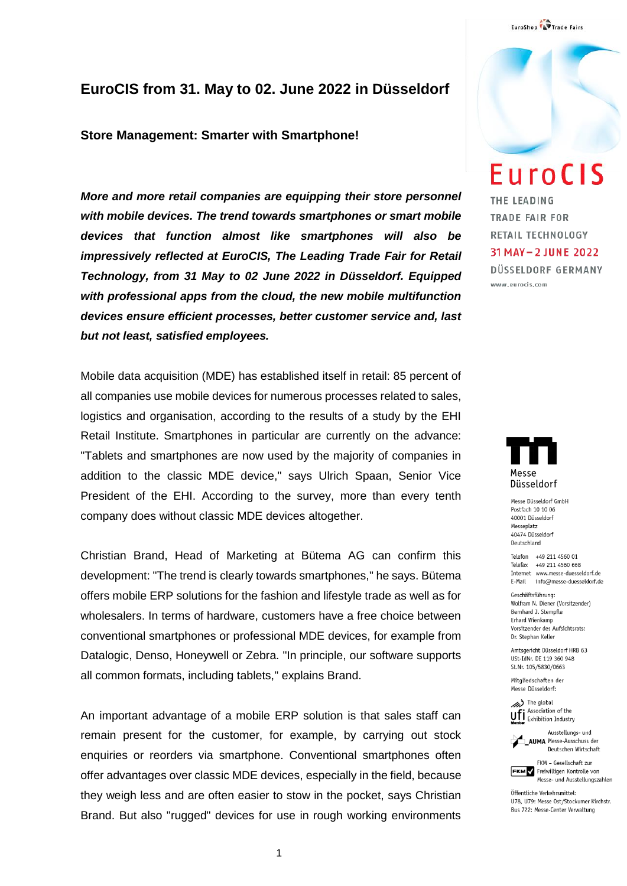# EuroCIS from 31. May to 02. June 2022 in Düsseldorf

## Store Management: Smarter with Smartphone!

***More and more retail companies are equipping their store personnel with mobile devices. The trend towards smartphones or smart mobile devices that function almost like smartphones will also be impressively reflected at EuroCIS, The Leading Trade Fair for Retail Technology, from 31 May to 02 June 2022 in Düsseldorf. Equipped with professional apps from the cloud, the new mobile multifunction devices ensure efficient processes, better customer service and, last but not least, satisfied employees.***

Mobile data acquisition (MDE) has established itself in retail: 85 percent of all companies use mobile devices for numerous processes related to sales, logistics and organisation, according to the results of a study by the EHI Retail Institute. Smartphones in particular are currently on the advance: "Tablets and smartphones are now used by the majority of companies in addition to the classic MDE device," says Ulrich Spaan, Senior Vice President of the EHI. According to the survey, more than every tenth company does without classic MDE devices altogether.

Christian Brand, Head of Marketing at Bütema AG can confirm this development: "The trend is clearly towards smartphones," he says. Bütema offers mobile ERP solutions for the fashion and lifestyle trade as well as for wholesalers. In terms of hardware, customers have a free choice between conventional smartphones or professional MDE devices, for example from Datalogic, Denso, Honeywell or Zebra. "In principle, our software supports all common formats, including tablets," explains Brand.

An important advantage of a mobile ERP solution is that sales staff can remain present for the customer, for example, by carrying out stock enquiries or reorders via smartphone. Conventional smartphones often offer advantages over classic MDE devices, especially in the field, because they weigh less and are often easier to stow in the pocket, says Christian Brand. But also "rugged" devices for use in rough working environments

EuroShop Trade Fairs

EuroCIS
THE LEADING TRADE FAIR FOR RETAIL TECHNOLOGY
31 MAY – 2 JUNE 2022
DÜSSELDORF GERMANY
www.eurocis.com

Messe Düsseldorf

Messe Düsseldorf GmbH
Postfach 10 10 06
40001 Düsseldorf
Messeplatz
40474 Düsseldorf
Deutschland

Telefon +49 211 4560 01
Telefax +49 211 4560 668
Internet www.messe-duesseldorf.de
E-Mail info@messe-duesseldorf.de

Geschäftsführung:
Wolfram N. Diener (Vorsitzender)
Bernhard J. Stempfle
Erhard Wienkamp
Vorsitzender des Aufsichtsrats:
Dr. Stephan Keller

Amtsgericht Düsseldorf HRB 63
USt-IdNr. DE 119 360 948
St.Nr. 105/5830/0663

Mitgliedschaften der Messe Düsseldorf:

ufi – The global Association of the Exhibition Industry

AUMA – Ausstellungs- und Messe-Ausschuss der Deutschen Wirtschaft

FKM – Gesellschaft zur Freiwilligen Kontrolle von Messe- und Ausstellungszahlen

Öffentliche Verkehrsmittel:
U78, U79: Messe Ost/Stockumer Kirchstr.
Bus 722: Messe-Center Verwaltung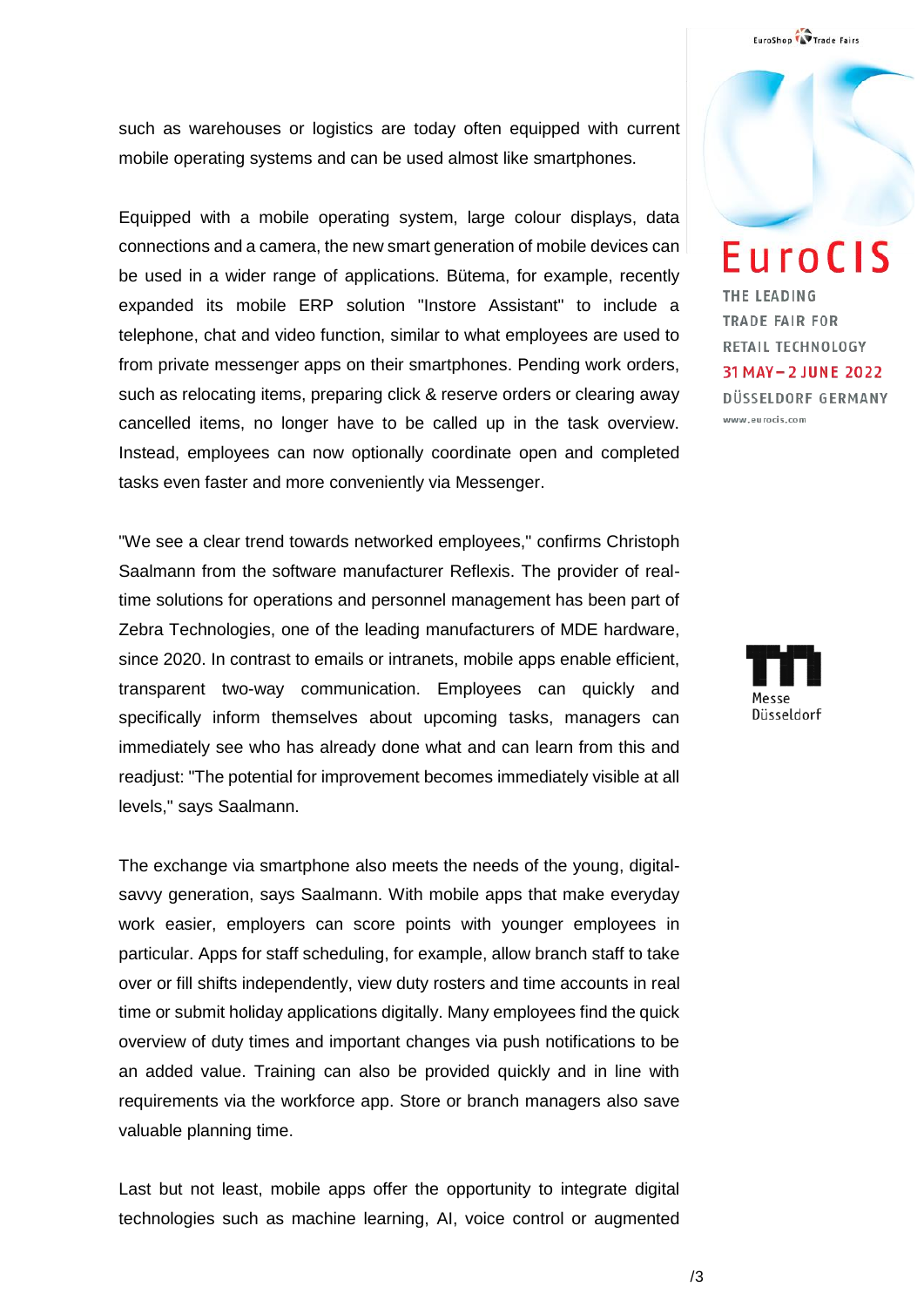such as warehouses or logistics are today often equipped with current mobile operating systems and can be used almost like smartphones.

Equipped with a mobile operating system, large colour displays, data connections and a camera, the new smart generation of mobile devices can be used in a wider range of applications. Bütema, for example, recently expanded its mobile ERP solution "Instore Assistant" to include a telephone, chat and video function, similar to what employees are used to from private messenger apps on their smartphones. Pending work orders, such as relocating items, preparing click & reserve orders or clearing away cancelled items, no longer have to be called up in the task overview. Instead, employees can now optionally coordinate open and completed tasks even faster and more conveniently via Messenger.

"We see a clear trend towards networked employees," confirms Christoph Saalmann from the software manufacturer Reflexis. The provider of real-time solutions for operations and personnel management has been part of Zebra Technologies, one of the leading manufacturers of MDE hardware, since 2020. In contrast to emails or intranets, mobile apps enable efficient, transparent two-way communication. Employees can quickly and specifically inform themselves about upcoming tasks, managers can immediately see who has already done what and can learn from this and readjust: "The potential for improvement becomes immediately visible at all levels," says Saalmann.

The exchange via smartphone also meets the needs of the young, digital-savvy generation, says Saalmann. With mobile apps that make everyday work easier, employers can score points with younger employees in particular. Apps for staff scheduling, for example, allow branch staff to take over or fill shifts independently, view duty rosters and time accounts in real time or submit holiday applications digitally. Many employees find the quick overview of duty times and important changes via push notifications to be an added value. Training can also be provided quickly and in line with requirements via the workforce app. Store or branch managers also save valuable planning time.

Last but not least, mobile apps offer the opportunity to integrate digital technologies such as machine learning, AI, voice control or augmented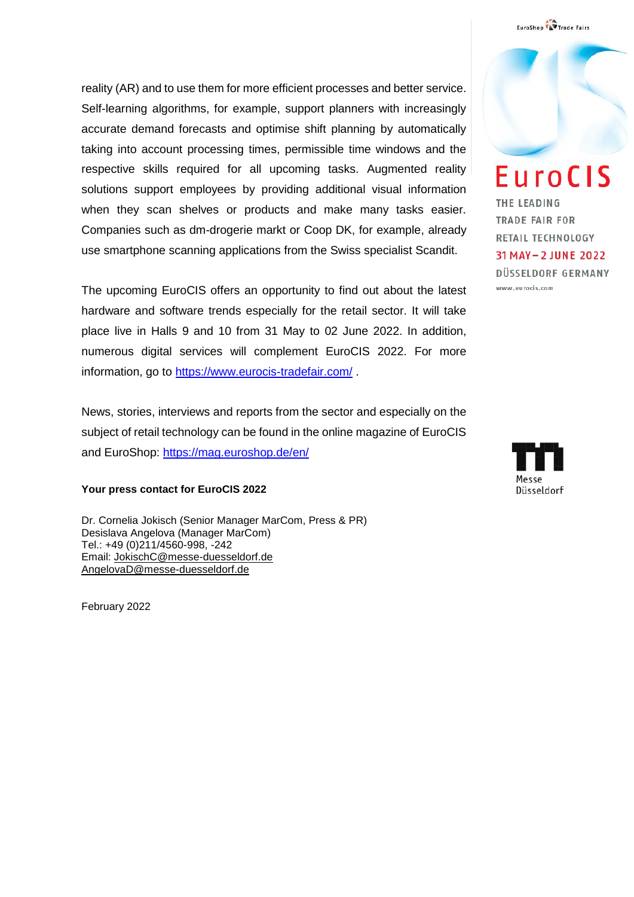reality (AR) and to use them for more efficient processes and better service. Self-learning algorithms, for example, support planners with increasingly accurate demand forecasts and optimise shift planning by automatically taking into account processing times, permissible time windows and the respective skills required for all upcoming tasks. Augmented reality solutions support employees by providing additional visual information when they scan shelves or products and make many tasks easier. Companies such as dm-drogerie markt or Coop DK, for example, already use smartphone scanning applications from the Swiss specialist Scandit.

The upcoming EuroCIS offers an opportunity to find out about the latest hardware and software trends especially for the retail sector. It will take place live in Halls 9 and 10 from 31 May to 02 June 2022. In addition, numerous digital services will complement EuroCIS 2022. For more information, go to https://www.eurocis-tradefair.com/ .

News, stories, interviews and reports from the sector and especially on the subject of retail technology can be found in the online magazine of EuroCIS and EuroShop: https://mag.euroshop.de/en/

**Your press contact for EuroCIS 2022**

Dr. Cornelia Jokisch (Senior Manager MarCom, Press & PR)
Desislava Angelova (Manager MarCom)
Tel.: +49 (0)211/4560-998, -242
Email: JokischC@messe-duesseldorf.de
AngelovaD@messe-duesseldorf.de

February 2022

EuroShop Trade Fairs

EuroCIS
THE LEADING
TRADE FAIR FOR
RETAIL TECHNOLOGY
31 MAY – 2 JUNE 2022
DÜSSELDORF GERMANY
www.eurocis.com

Messe
Düsseldorf